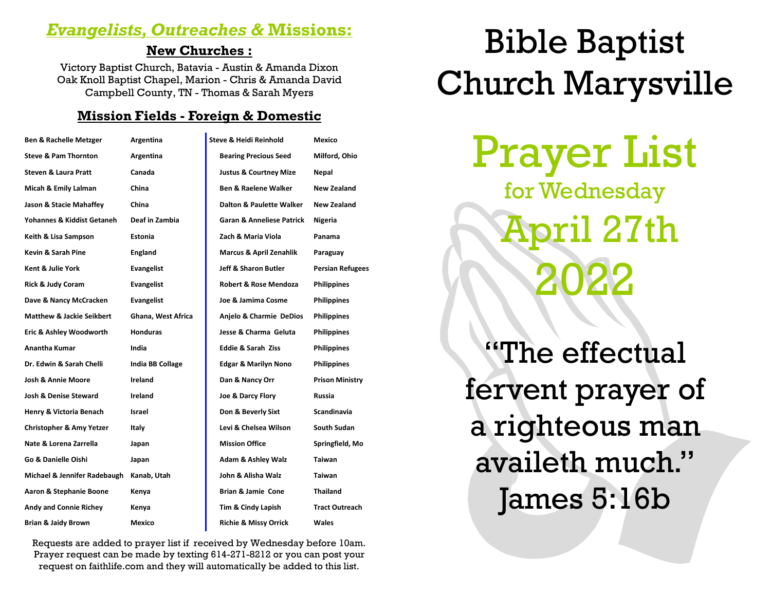## *Evangelists, Outreaches &* Missions:

### New Churches :

Victory Baptist Church, Batavia - Austin & Amanda Dixon
Oak Knoll Baptist Chapel, Marion - Chris & Amanda David
Campbell County, TN - Thomas & Sarah Myers

### Mission Fields - Foreign & Domestic

| Name | Field |
|---|---|
| Ben & Rachelle Metzger | Argentina |
| Steve & Pam Thornton | Argentina |
| Steven & Laura Pratt | Canada |
| Micah & Emily Lalman | China |
| Jason & Stacie Mahaffey | China |
| Yohannes & Kiddist Getaneh | Deaf in Zambia |
| Keith & Lisa Sampson | Estonia |
| Kevin & Sarah Pine | England |
| Kent & Julie York | Evangelist |
| Rick & Judy Coram | Evangelist |
| Dave & Nancy McCracken | Evangelist |
| Matthew & Jackie Seikbert | Ghana, West Africa |
| Eric & Ashley Woodworth | Honduras |
| Anantha Kumar | India |
| Dr. Edwin & Sarah Chelli | India BB Collage |
| Josh & Annie Moore | Ireland |
| Josh & Denise Steward | Ireland |
| Henry & Victoria Benach | Israel |
| Christopher & Amy Yetzer | Italy |
| Nate & Lorena Zarrella | Japan |
| Go & Danielle Oishi | Japan |
| Michael & Jennifer Radebaugh | Kanab, Utah |
| Aaron & Stephanie Boone | Kenya |
| Andy and Connie Richey | Kenya |
| Brian & Jaidy Brown | Mexico |
| Steve & Heidi Reinhold | Mexico |
| Bearing Precious Seed | Milford, Ohio |
| Justus & Courtney Mize | Nepal |
| Ben & Raelene Walker | New Zealand |
| Dalton & Paulette Walker | New Zealand |
| Garan & Anneliese Patrick | Nigeria |
| Zach & Maria Viola | Panama |
| Marcus & April Zenahlik | Paraguay |
| Jeff & Sharon Butler | Persian Refugees |
| Robert & Rose Mendoza | Philippines |
| Joe & Jamima Cosme | Philippines |
| Anjelo & Charmie DeDios | Philippines |
| Jesse & Charma Geluta | Philippines |
| Eddie & Sarah Ziss | Philippines |
| Edgar & Marilyn Nono | Philippines |
| Dan & Nancy Orr | Prison Ministry |
| Joe & Darcy Flory | Russia |
| Don & Beverly Sixt | Scandinavia |
| Levi & Chelsea Wilson | South Sudan |
| Mission Office | Springfield, Mo |
| Adam & Ashley Walz | Taiwan |
| John & Alisha Walz | Taiwan |
| Brian & Jamie Cone | Thailand |
| Tim & Cindy Lapish | Tract Outreach |
| Richie & Missy Orrick | Wales |

Requests are added to prayer list if received by Wednesday before 10am. Prayer request can be made by texting 614-271-8212 or you can post your request on faithlife.com and they will automatically be added to this list.

# Bible Baptist Church Marysville

# Prayer List

## for Wednesday April 27th 2022

"The effectual fervent prayer of a righteous man availeth much."
James 5:16b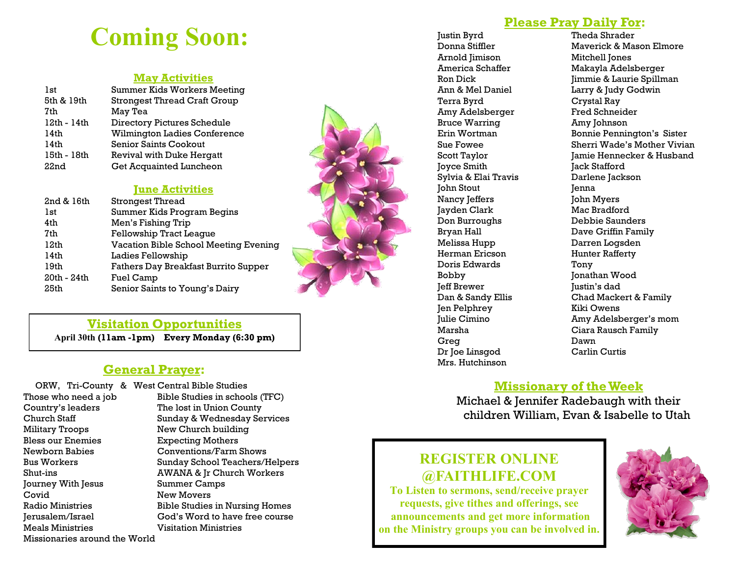# Coming Soon:

## May Activities

| | |
|---|---|
| 1st | Summer Kids Workers Meeting |
| 5th & 19th | Strongest Thread Craft Group |
| 7th | May Tea |
| 12th - 14th | Directory Pictures Schedule |
| 14th | Wilmington Ladies Conference |
| 14th | Senior Saints Cookout |
| 15th - 18th | Revival with Duke Hergatt |
| 22nd | Get Acquainted Luncheon |

## June Activities

| | |
|---|---|
| 2nd & 16th | Strongest Thread |
| 1st | Summer Kids Program Begins |
| 4th | Men's Fishing Trip |
| 7th | Fellowship Tract League |
| 12th | Vacation Bible School Meeting Evening |
| 14th | Ladies Fellowship |
| 19th | Fathers Day Breakfast Burrito Supper |
| 20th - 24th | Fuel Camp |
| 25th | Senior Saints to Young's Dairy |

## Visitation Opportunities

**April 30th (11am -1pm) Every Monday (6:30 pm)**

## General Prayer:

ORW, Tri-County & West Central Bible Studies

- Those who need a job
- Country's leaders
- Church Staff
- Military Troops
- Bless our Enemies
- Newborn Babies
- Bus Workers
- Shut-ins
- Journey With Jesus
- Covid
- Radio Ministries
- Jerusalem/Israel
- Meals Ministries
- Missionaries around the World
- Bible Studies in schools (TFC)
- The lost in Union County
- Sunday & Wednesday Services
- New Church building
- Expecting Mothers
- Conventions/Farm Shows
- Sunday School Teachers/Helpers
- AWANA & Jr Church Workers
- Summer Camps
- New Movers
- Bible Studies in Nursing Homes
- God's Word to have free course
- Visitation Ministries

## Please Pray Daily For:

- Justin Byrd
- Donna Stiffler
- Arnold Jimison
- America Schaffer
- Ron Dick
- Ann & Mel Daniel
- Terra Byrd
- Amy Adelsberger
- Bruce Warring
- Erin Wortman
- Sue Fowee
- Scott Taylor
- Joyce Smith
- Sylvia & Elai Travis
- John Stout
- Nancy Jeffers
- Jayden Clark
- Don Burroughs
- Bryan Hall
- Melissa Hupp
- Herman Ericson
- Doris Edwards
- Bobby
- Jeff Brewer
- Dan & Sandy Ellis
- Jen Pelphrey
- Julie Cimino
- Marsha
- Greg
- Dr Joe Linsgod
- Mrs. Hutchinson
- Theda Shrader
- Maverick & Mason Elmore
- Mitchell Jones
- Makayla Adelsberger
- Jimmie & Laurie Spillman
- Larry & Judy Godwin
- Crystal Ray
- Fred Schneider
- Amy Johnson
- Bonnie Pennington's Sister
- Sherri Wade's Mother Vivian
- Jamie Hennecker & Husband
- Jack Stafford
- Darlene Jackson
- Jenna
- John Myers
- Mac Bradford
- Debbie Saunders
- Dave Griffin Family
- Darren Logsden
- Hunter Rafferty
- Tony
- Jonathan Wood
- Justin's dad
- Chad Mackert & Family
- Kiki Owens
- Amy Adelsberger's mom
- Ciara Rausch Family
- Dawn
- Carlin Curtis

## Missionary of the Week

Michael & Jennifer Radebaugh with their children William, Evan & Isabelle to Utah

**REGISTER ONLINE @FAITHLIFE.COM**

**To Listen to sermons, send/receive prayer requests, give tithes and offerings, see announcements and get more information on the Ministry groups you can be involved in.**